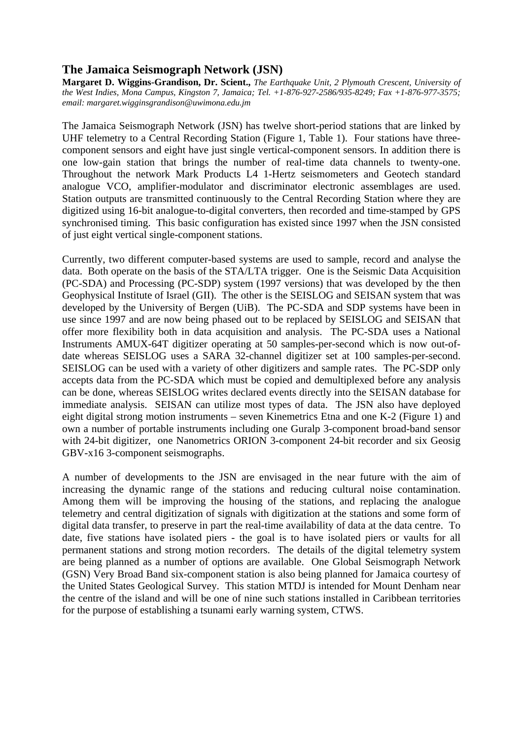# The Jamaica Seismograph Network (JSN)

**Margaret D. Wiggins-Grandison, Dr. Scient.,** *The Earthquake Unit, 2 Plymouth Crescent, University of the West Indies, Mona Campus, Kingston 7, Jamaica; Tel. +1-876-927-2586/935-8249; Fax +1-876-977-3575; email: margaret.wigginsgrandison@uwimona.edu.jm*

The Jamaica Seismograph Network (JSN) has twelve short-period stations that are linked by UHF telemetry to a Central Recording Station (Figure 1, Table 1). Four stations have three-component sensors and eight have just single vertical-component sensors. In addition there is one low-gain station that brings the number of real-time data channels to twenty-one. Throughout the network Mark Products L4 1-Hertz seismometers and Geotech standard analogue VCO, amplifier-modulator and discriminator electronic assemblages are used. Station outputs are transmitted continuously to the Central Recording Station where they are digitized using 16-bit analogue-to-digital converters, then recorded and time-stamped by GPS synchronised timing. This basic configuration has existed since 1997 when the JSN consisted of just eight vertical single-component stations.

Currently, two different computer-based systems are used to sample, record and analyse the data. Both operate on the basis of the STA/LTA trigger. One is the Seismic Data Acquisition (PC-SDA) and Processing (PC-SDP) system (1997 versions) that was developed by the then Geophysical Institute of Israel (GII). The other is the SEISLOG and SEISAN system that was developed by the University of Bergen (UiB). The PC-SDA and SDP systems have been in use since 1997 and are now being phased out to be replaced by SEISLOG and SEISAN that offer more flexibility both in data acquisition and analysis. The PC-SDA uses a National Instruments AMUX-64T digitizer operating at 50 samples-per-second which is now out-of-date whereas SEISLOG uses a SARA 32-channel digitizer set at 100 samples-per-second. SEISLOG can be used with a variety of other digitizers and sample rates. The PC-SDP only accepts data from the PC-SDA which must be copied and demultiplexed before any analysis can be done, whereas SEISLOG writes declared events directly into the SEISAN database for immediate analysis. SEISAN can utilize most types of data. The JSN also have deployed eight digital strong motion instruments – seven Kinemetrics Etna and one K-2 (Figure 1) and own a number of portable instruments including one Guralp 3-component broad-band sensor with 24-bit digitizer, one Nanometrics ORION 3-component 24-bit recorder and six Geosig GBV-x16 3-component seismographs.

A number of developments to the JSN are envisaged in the near future with the aim of increasing the dynamic range of the stations and reducing cultural noise contamination. Among them will be improving the housing of the stations, and replacing the analogue telemetry and central digitization of signals with digitization at the stations and some form of digital data transfer, to preserve in part the real-time availability of data at the data centre. To date, five stations have isolated piers - the goal is to have isolated piers or vaults for all permanent stations and strong motion recorders. The details of the digital telemetry system are being planned as a number of options are available. One Global Seismograph Network (GSN) Very Broad Band six-component station is also being planned for Jamaica courtesy of the United States Geological Survey. This station MTDJ is intended for Mount Denham near the centre of the island and will be one of nine such stations installed in Caribbean territories for the purpose of establishing a tsunami early warning system, CTWS.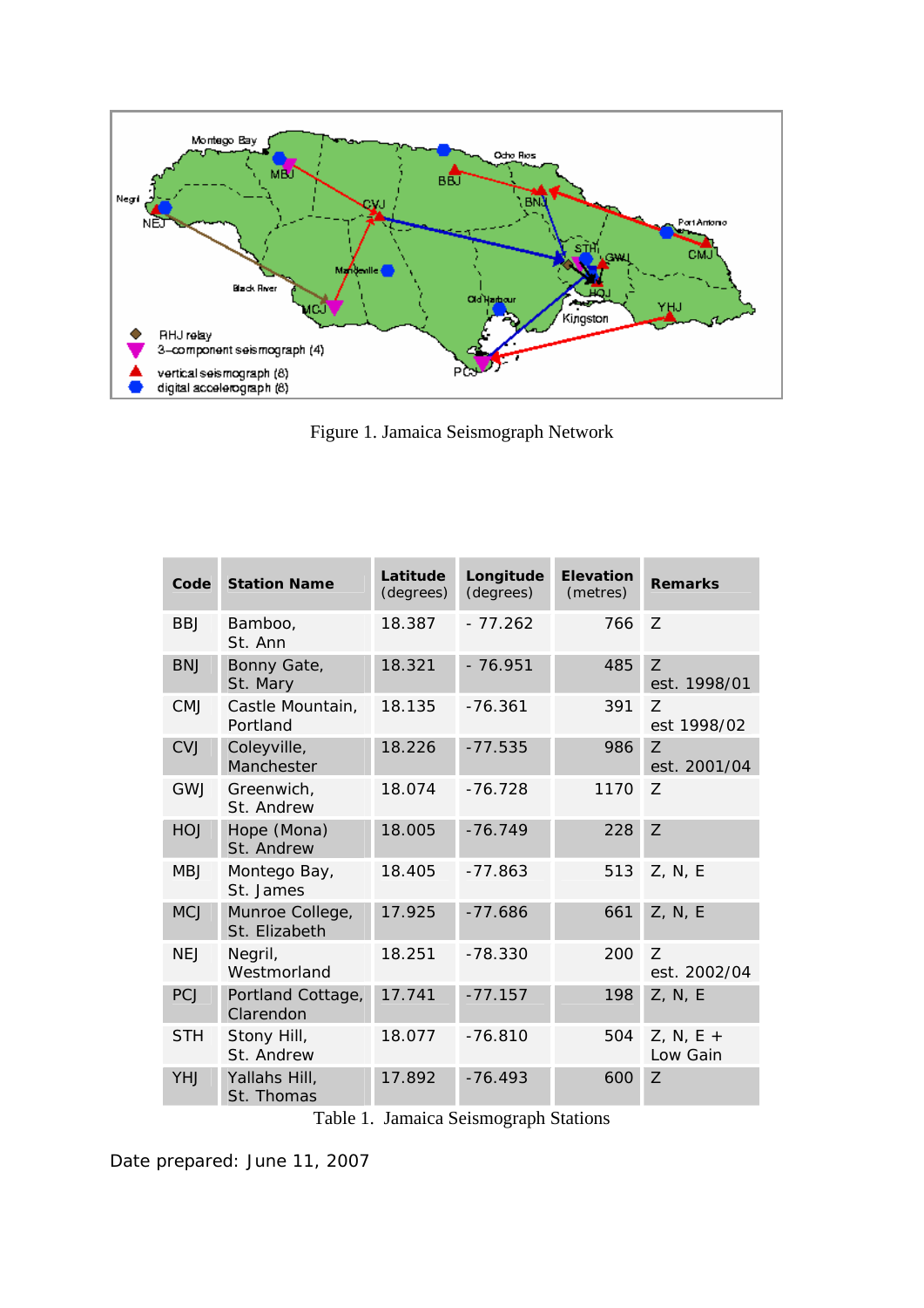Montego Bay

Ocho Rios

Negril

NEJ

MBJ

CVJ

BBJ

BNJ

Port Antonio

CMJ

STH

GWJ

HOJ

Mandeville

Black River

MCJ

Old Harbour

Kingston

YHJ

PCJ

RHJ relay

3-component seismograph (4)

vertical seismograph (8)

digital accelerograph (8)

Figure 1. Jamaica Seismograph Network

| Code | Station Name | Latitude (degrees) | Longitude (degrees) | Elevation (metres) | Remarks |
|---|---|---|---|---|---|
| BBJ | Bamboo, St. Ann | 18.387 | - 77.262 | 766 | Z |
| BNJ | Bonny Gate, St. Mary | 18.321 | - 76.951 | 485 | Z est. 1998/01 |
| CMJ | Castle Mountain, Portland | 18.135 | -76.361 | 391 | Z est 1998/02 |
| CVJ | Coleyville, Manchester | 18.226 | -77.535 | 986 | Z est. 2001/04 |
| GWJ | Greenwich, St. Andrew | 18.074 | -76.728 | 1170 | Z |
| HOJ | Hope (Mona) St. Andrew | 18.005 | -76.749 | 228 | Z |
| MBJ | Montego Bay, St. James | 18.405 | -77.863 | 513 | Z, N, E |
| MCJ | Munroe College, St. Elizabeth | 17.925 | -77.686 | 661 | Z, N, E |
| NEJ | Negril, Westmorland | 18.251 | -78.330 | 200 | Z est. 2002/04 |
| PCJ | Portland Cottage, Clarendon | 17.741 | -77.157 | 198 | Z, N, E |
| STH | Stony Hill, St. Andrew | 18.077 | -76.810 | 504 | Z, N, E + Low Gain |
| YHJ | Yallahs Hill, St. Thomas | 17.892 | -76.493 | 600 | Z |

Table 1. Jamaica Seismograph Stations

Date prepared: June 11, 2007